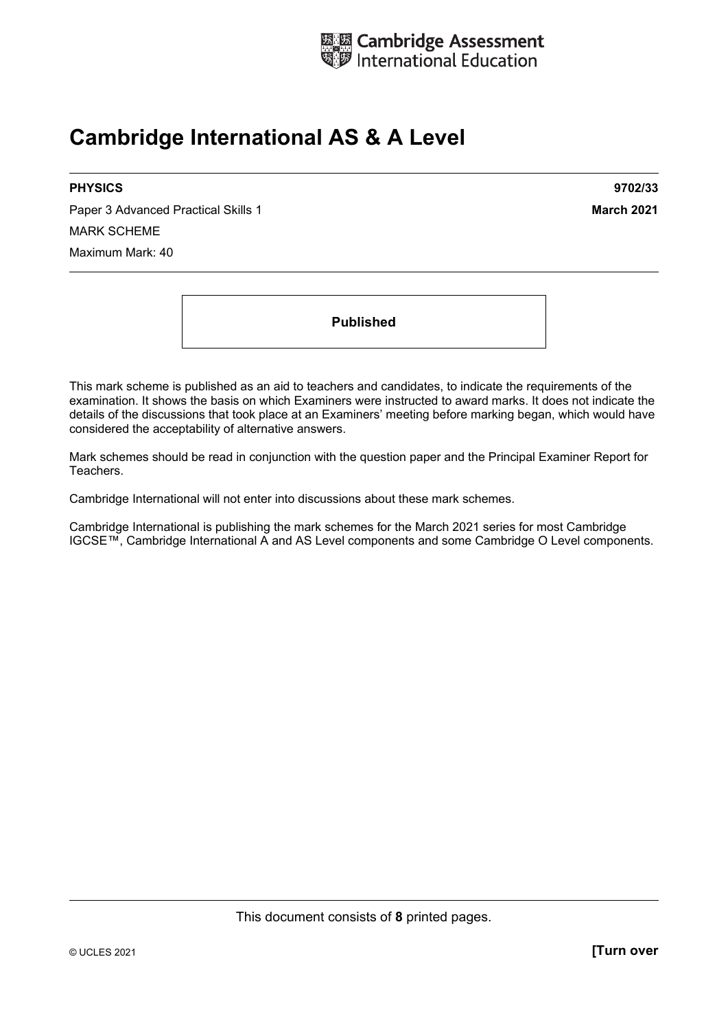Cambridge Assessment International Education

# Cambridge International AS & A Level

**PHYSICS** **9702/33**

Paper 3 Advanced Practical Skills 1 **March 2021**

MARK SCHEME

Maximum Mark: 40

**Published**

This mark scheme is published as an aid to teachers and candidates, to indicate the requirements of the examination. It shows the basis on which Examiners were instructed to award marks. It does not indicate the details of the discussions that took place at an Examiners' meeting before marking began, which would have considered the acceptability of alternative answers.

Mark schemes should be read in conjunction with the question paper and the Principal Examiner Report for Teachers.

Cambridge International will not enter into discussions about these mark schemes.

Cambridge International is publishing the mark schemes for the March 2021 series for most Cambridge IGCSE™, Cambridge International A and AS Level components and some Cambridge O Level components.

This document consists of **8** printed pages.

© UCLES 2021 **[Turn over**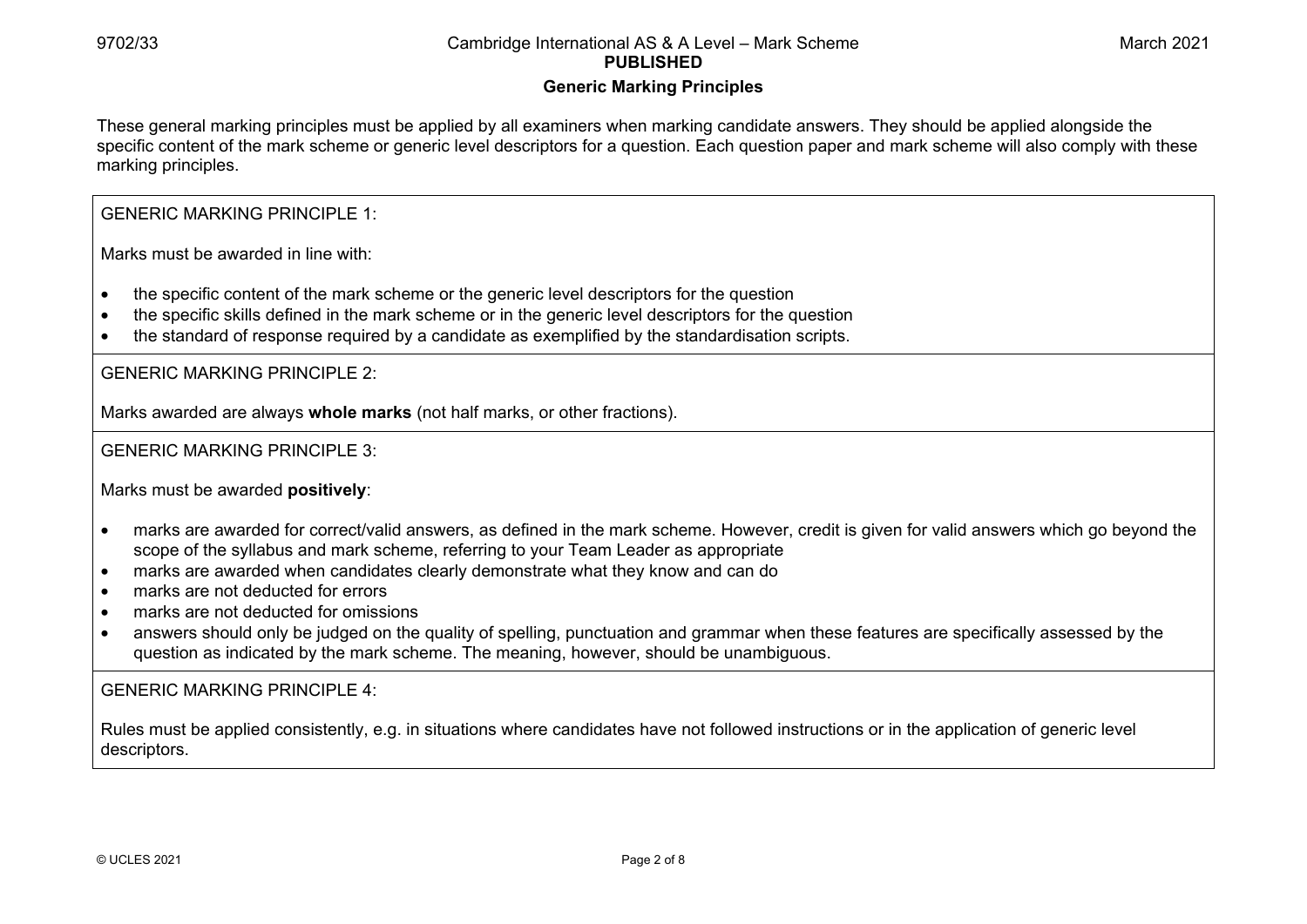## Generic Marking Principles

These general marking principles must be applied by all examiners when marking candidate answers. They should be applied alongside the specific content of the mark scheme or generic level descriptors for a question. Each question paper and mark scheme will also comply with these marking principles.

GENERIC MARKING PRINCIPLE 1:

Marks must be awarded in line with:

- the specific content of the mark scheme or the generic level descriptors for the question
- the specific skills defined in the mark scheme or in the generic level descriptors for the question
- the standard of response required by a candidate as exemplified by the standardisation scripts.

GENERIC MARKING PRINCIPLE 2:

Marks awarded are always **whole marks** (not half marks, or other fractions).

GENERIC MARKING PRINCIPLE 3:

Marks must be awarded **positively**:

- marks are awarded for correct/valid answers, as defined in the mark scheme. However, credit is given for valid answers which go beyond the scope of the syllabus and mark scheme, referring to your Team Leader as appropriate
- marks are awarded when candidates clearly demonstrate what they know and can do
- marks are not deducted for errors
- marks are not deducted for omissions
- answers should only be judged on the quality of spelling, punctuation and grammar when these features are specifically assessed by the question as indicated by the mark scheme. The meaning, however, should be unambiguous.

GENERIC MARKING PRINCIPLE 4:

Rules must be applied consistently, e.g. in situations where candidates have not followed instructions or in the application of generic level descriptors.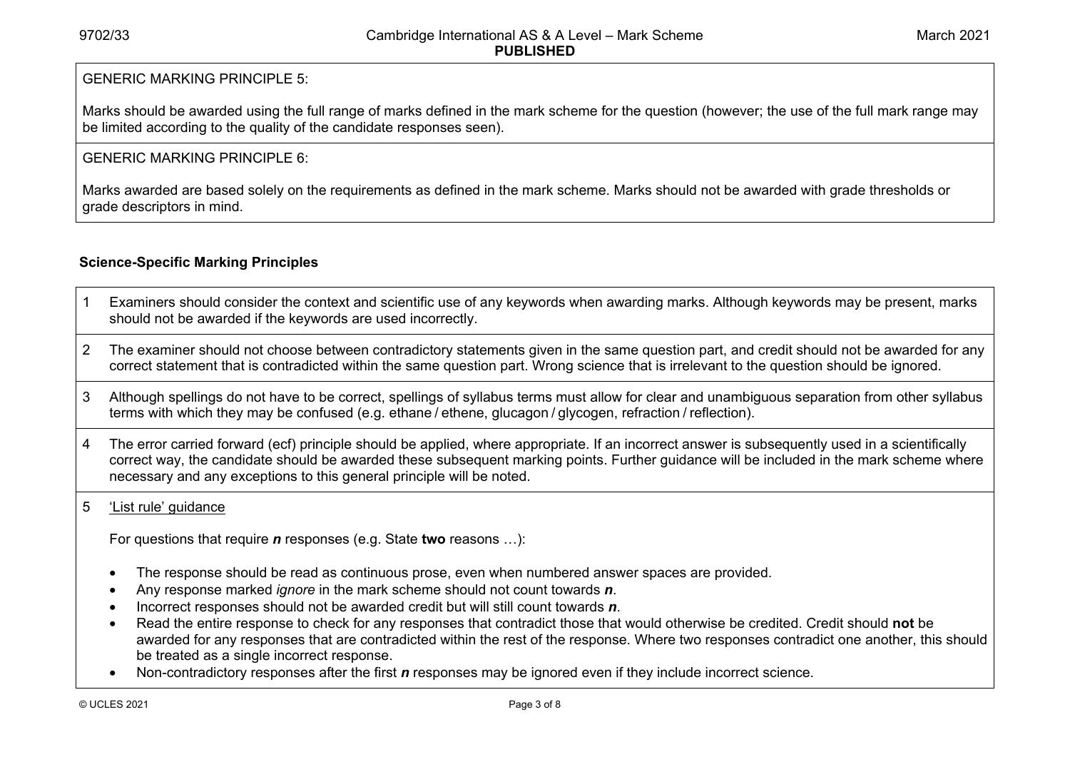GENERIC MARKING PRINCIPLE 5:

Marks should be awarded using the full range of marks defined in the mark scheme for the question (however; the use of the full mark range may be limited according to the quality of the candidate responses seen).

GENERIC MARKING PRINCIPLE 6:

Marks awarded are based solely on the requirements as defined in the mark scheme. Marks should not be awarded with grade thresholds or grade descriptors in mind.

### Science-Specific Marking Principles

1. Examiners should consider the context and scientific use of any keywords when awarding marks. Although keywords may be present, marks should not be awarded if the keywords are used incorrectly.

2. The examiner should not choose between contradictory statements given in the same question part, and credit should not be awarded for any correct statement that is contradicted within the same question part. Wrong science that is irrelevant to the question should be ignored.

3. Although spellings do not have to be correct, spellings of syllabus terms must allow for clear and unambiguous separation from other syllabus terms with which they may be confused (e.g. ethane / ethene, glucagon / glycogen, refraction / reflection).

4. The error carried forward (ecf) principle should be applied, where appropriate. If an incorrect answer is subsequently used in a scientifically correct way, the candidate should be awarded these subsequent marking points. Further guidance will be included in the mark scheme where necessary and any exceptions to this general principle will be noted.

5. 'List rule' guidance

   For questions that require ***n*** responses (e.g. State **two** reasons …):

   - The response should be read as continuous prose, even when numbered answer spaces are provided.
   - Any response marked *ignore* in the mark scheme should not count towards ***n***.
   - Incorrect responses should not be awarded credit but will still count towards ***n***.
   - Read the entire response to check for any responses that contradict those that would otherwise be credited. Credit should **not** be awarded for any responses that are contradicted within the rest of the response. Where two responses contradict one another, this should be treated as a single incorrect response.
   - Non-contradictory responses after the first ***n*** responses may be ignored even if they include incorrect science.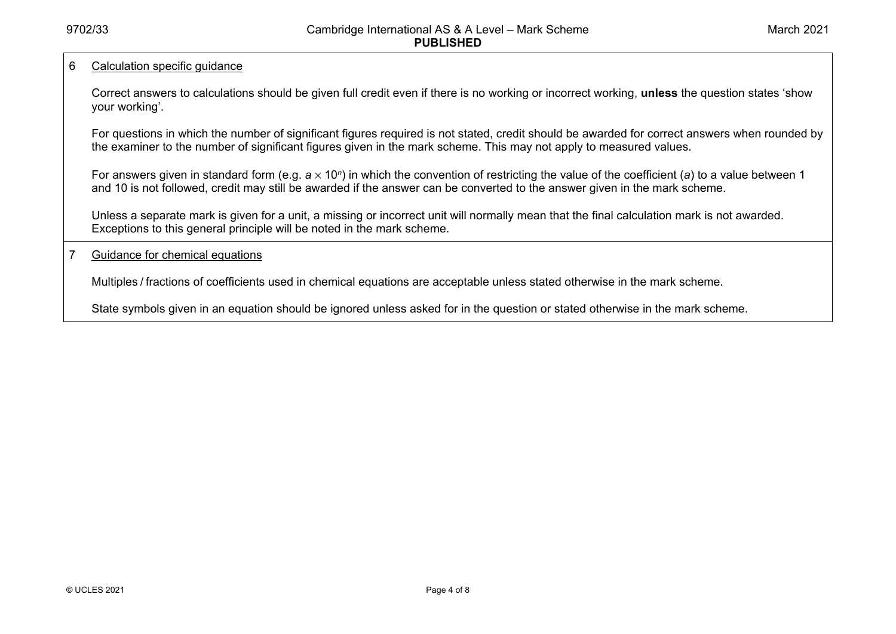| | |
|---|---|
| 6 | <u>Calculation specific guidance</u><br><br>Correct answers to calculations should be given full credit even if there is no working or incorrect working, **unless** the question states 'show your working'.<br><br>For questions in which the number of significant figures required is not stated, credit should be awarded for correct answers when rounded by the examiner to the number of significant figures given in the mark scheme. This may not apply to measured values.<br><br>For answers given in standard form (e.g. $a \times 10^n$) in which the convention of restricting the value of the coefficient ($a$) to a value between 1 and 10 is not followed, credit may still be awarded if the answer can be converted to the answer given in the mark scheme.<br><br>Unless a separate mark is given for a unit, a missing or incorrect unit will normally mean that the final calculation mark is not awarded. Exceptions to this general principle will be noted in the mark scheme. |
| 7 | <u>Guidance for chemical equations</u><br><br>Multiples / fractions of coefficients used in chemical equations are acceptable unless stated otherwise in the mark scheme.<br><br>State symbols given in an equation should be ignored unless asked for in the question or stated otherwise in the mark scheme. |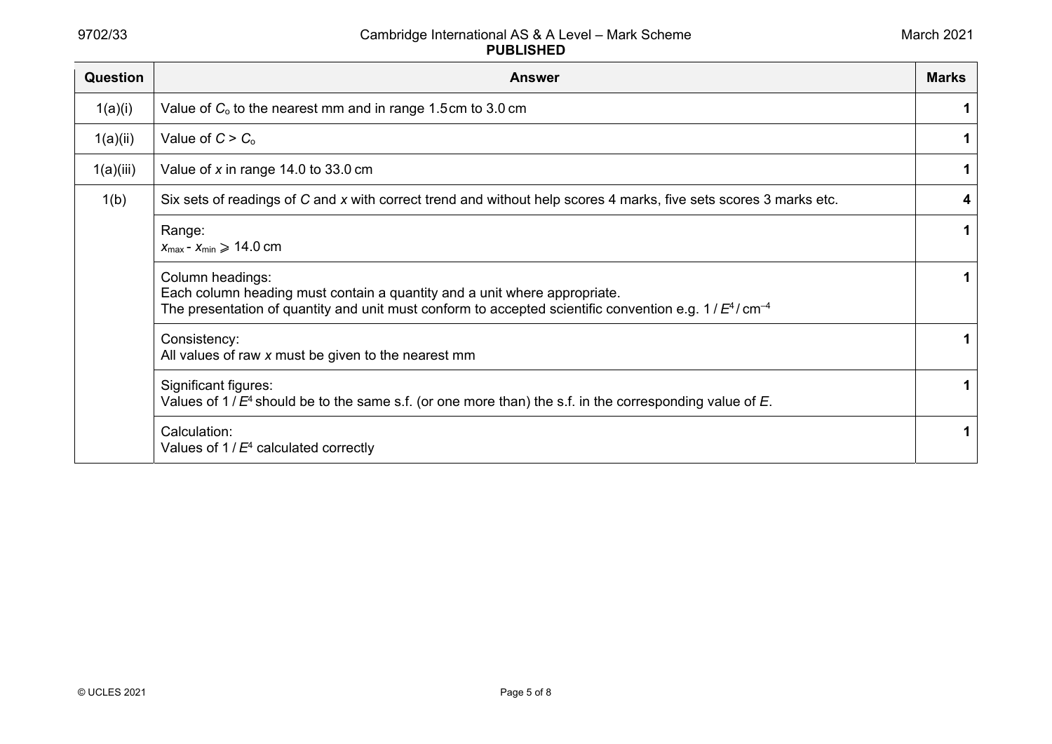| Question | Answer | Marks |
|---|---|---|
| 1(a)(i) | Value of $C_o$ to the nearest mm and in range 1.5 cm to 3.0 cm | **1** |
| 1(a)(ii) | Value of $C > C_o$ | **1** |
| 1(a)(iii) | Value of $x$ in range 14.0 to 33.0 cm | **1** |
| 1(b) | Six sets of readings of $C$ and $x$ with correct trend and without help scores 4 marks, five sets scores 3 marks etc. | **4** |
| | Range:<br>$x_{max} - x_{min} \geqslant 14.0$ cm | **1** |
| | Column headings:<br>Each column heading must contain a quantity and a unit where appropriate.<br>The presentation of quantity and unit must conform to accepted scientific convention e.g. $1 / E^4 / \text{cm}^{-4}$ | **1** |
| | Consistency:<br>All values of raw $x$ must be given to the nearest mm | **1** |
| | Significant figures:<br>Values of $1 / E^4$ should be to the same s.f. (or one more than) the s.f. in the corresponding value of $E$. | **1** |
| | Calculation:<br>Values of $1 / E^4$ calculated correctly | **1** |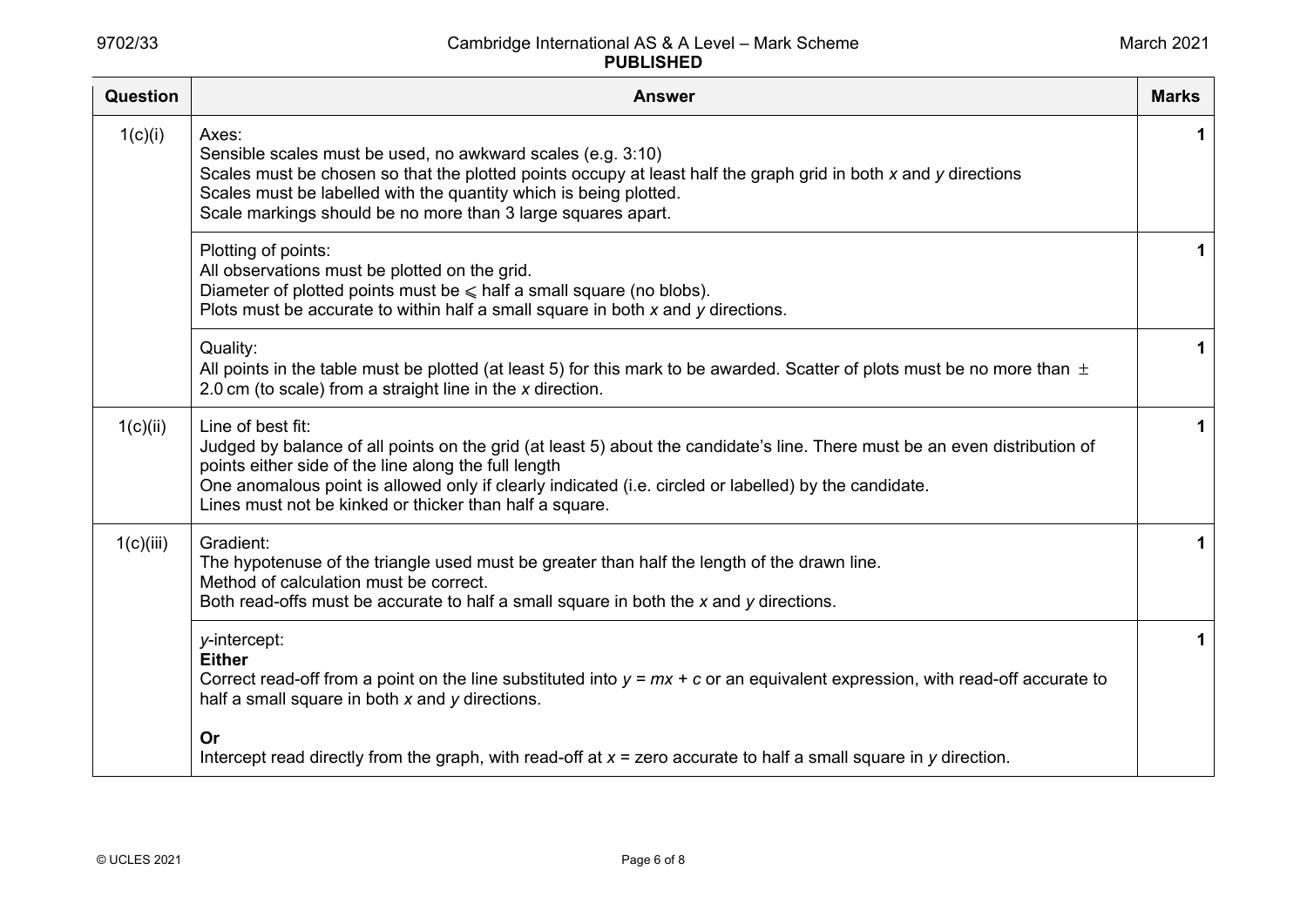| Question | Answer | Marks |
|---|---|---|
| 1(c)(i) | Axes:<br>Sensible scales must be used, no awkward scales (e.g. 3:10)<br>Scales must be chosen so that the plotted points occupy at least half the graph grid in both $x$ and $y$ directions<br>Scales must be labelled with the quantity which is being plotted.<br>Scale markings should be no more than 3 large squares apart. | 1 |
| | Plotting of points:<br>All observations must be plotted on the grid.<br>Diameter of plotted points must be $\leqslant$ half a small square (no blobs).<br>Plots must be accurate to within half a small square in both $x$ and $y$ directions. | 1 |
| | Quality:<br>All points in the table must be plotted (at least 5) for this mark to be awarded. Scatter of plots must be no more than $\pm$ 2.0 cm (to scale) from a straight line in the $x$ direction. | 1 |
| 1(c)(ii) | Line of best fit:<br>Judged by balance of all points on the grid (at least 5) about the candidate's line. There must be an even distribution of points either side of the line along the full length<br>One anomalous point is allowed only if clearly indicated (i.e. circled or labelled) by the candidate.<br>Lines must not be kinked or thicker than half a square. | 1 |
| 1(c)(iii) | Gradient:<br>The hypotenuse of the triangle used must be greater than half the length of the drawn line.<br>Method of calculation must be correct.<br>Both read-offs must be accurate to half a small square in both the $x$ and $y$ directions. | 1 |
| | $y$-intercept:<br>**Either**<br>Correct read-off from a point on the line substituted into $y = mx + c$ or an equivalent expression, with read-off accurate to half a small square in both $x$ and $y$ directions.<br><br>**Or**<br>Intercept read directly from the graph, with read-off at $x$ = zero accurate to half a small square in $y$ direction. | 1 |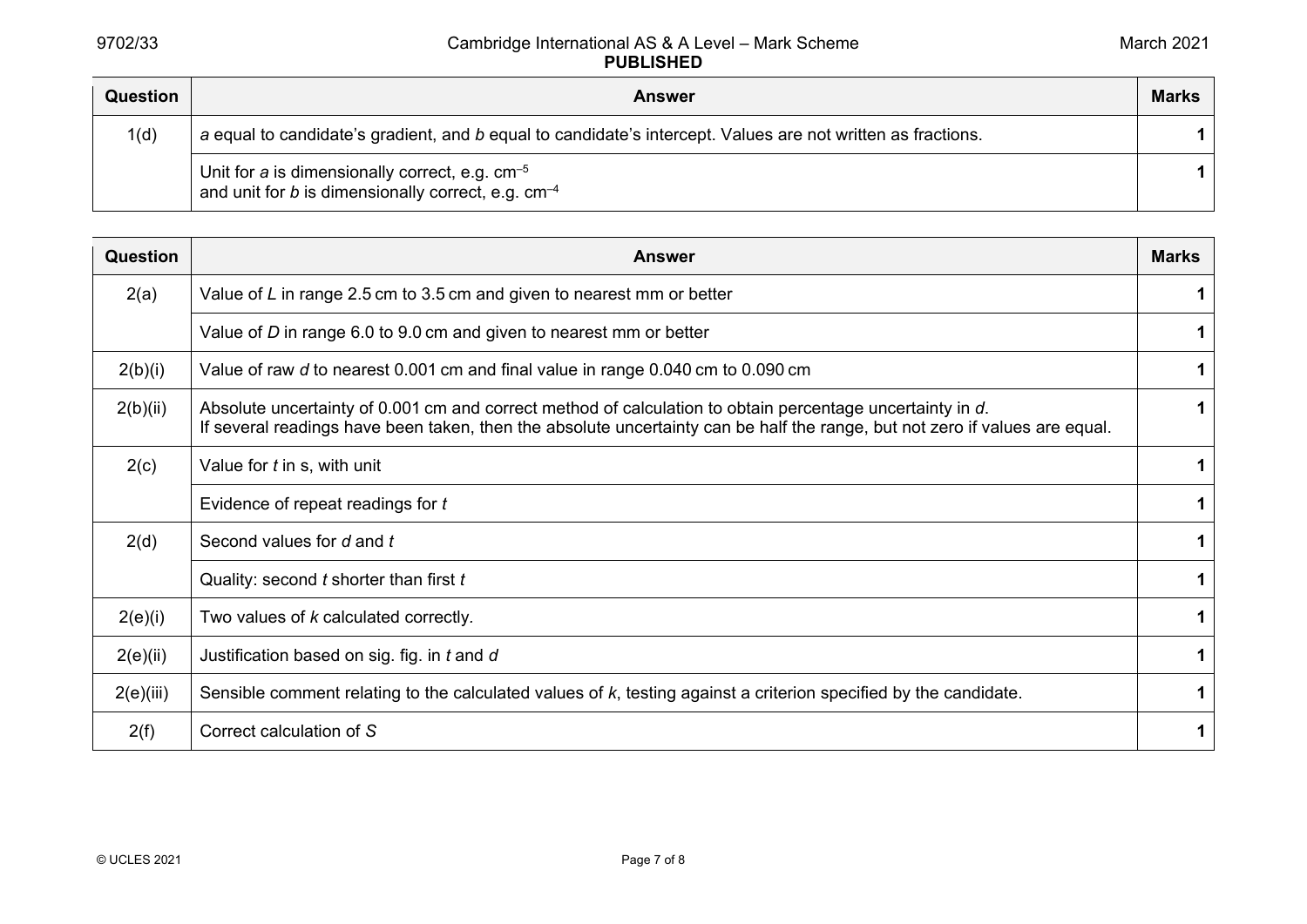| Question | Answer | Marks |
|---|---|---|
| 1(d) | $a$ equal to candidate's gradient, and $b$ equal to candidate's intercept. Values are not written as fractions. | 1 |
| | Unit for $a$ is dimensionally correct, e.g. $cm^{-5}$ and unit for $b$ is dimensionally correct, e.g. $cm^{-4}$ | 1 |

| Question | Answer | Marks |
|---|---|---|
| 2(a) | Value of $L$ in range 2.5 cm to 3.5 cm and given to nearest mm or better | 1 |
| | Value of $D$ in range 6.0 to 9.0 cm and given to nearest mm or better | 1 |
| 2(b)(i) | Value of raw $d$ to nearest 0.001 cm and final value in range 0.040 cm to 0.090 cm | 1 |
| 2(b)(ii) | Absolute uncertainty of 0.001 cm and correct method of calculation to obtain percentage uncertainty in $d$. If several readings have been taken, then the absolute uncertainty can be half the range, but not zero if values are equal. | 1 |
| 2(c) | Value for $t$ in s, with unit | 1 |
| | Evidence of repeat readings for $t$ | 1 |
| 2(d) | Second values for $d$ and $t$ | 1 |
| | Quality: second $t$ shorter than first $t$ | 1 |
| 2(e)(i) | Two values of $k$ calculated correctly. | 1 |
| 2(e)(ii) | Justification based on sig. fig. in $t$ and $d$ | 1 |
| 2(e)(iii) | Sensible comment relating to the calculated values of $k$, testing against a criterion specified by the candidate. | 1 |
| 2(f) | Correct calculation of $S$ | 1 |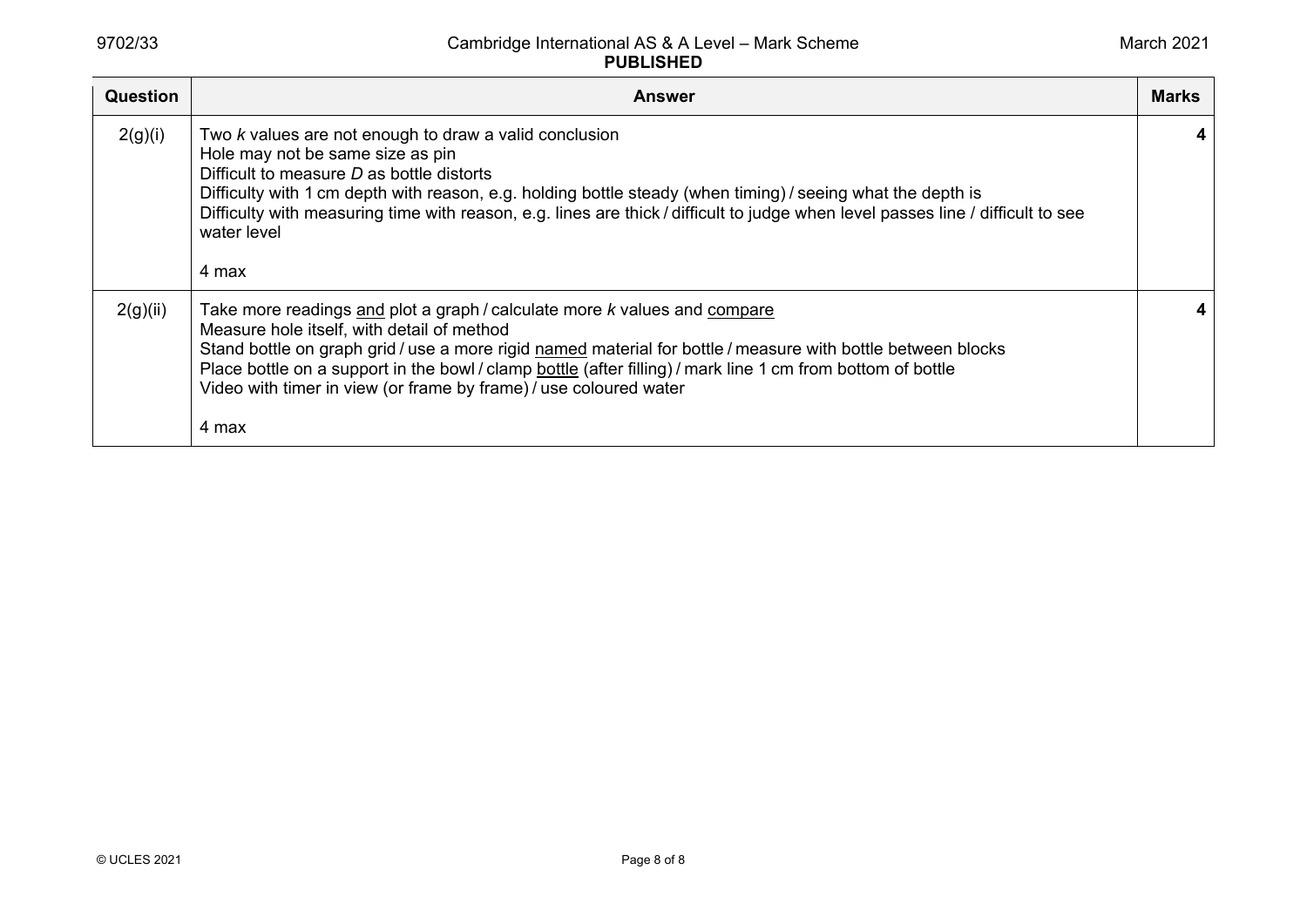| Question | Answer | Marks |
|---|---|---|
| 2(g)(i) | Two $k$ values are not enough to draw a valid conclusion<br>Hole may not be same size as pin<br>Difficult to measure $D$ as bottle distorts<br>Difficulty with 1 cm depth with reason, e.g. holding bottle steady (when timing) / seeing what the depth is<br>Difficulty with measuring time with reason, e.g. lines are thick / difficult to judge when level passes line / difficult to see water level<br><br>4 max | **4** |
| 2(g)(ii) | Take more readings and plot a graph / calculate more $k$ values and compare<br>Measure hole itself, with detail of method<br>Stand bottle on graph grid / use a more rigid named material for bottle / measure with bottle between blocks<br>Place bottle on a support in the bowl / clamp bottle (after filling) / mark line 1 cm from bottom of bottle<br>Video with timer in view (or frame by frame) / use coloured water<br><br>4 max | **4** |